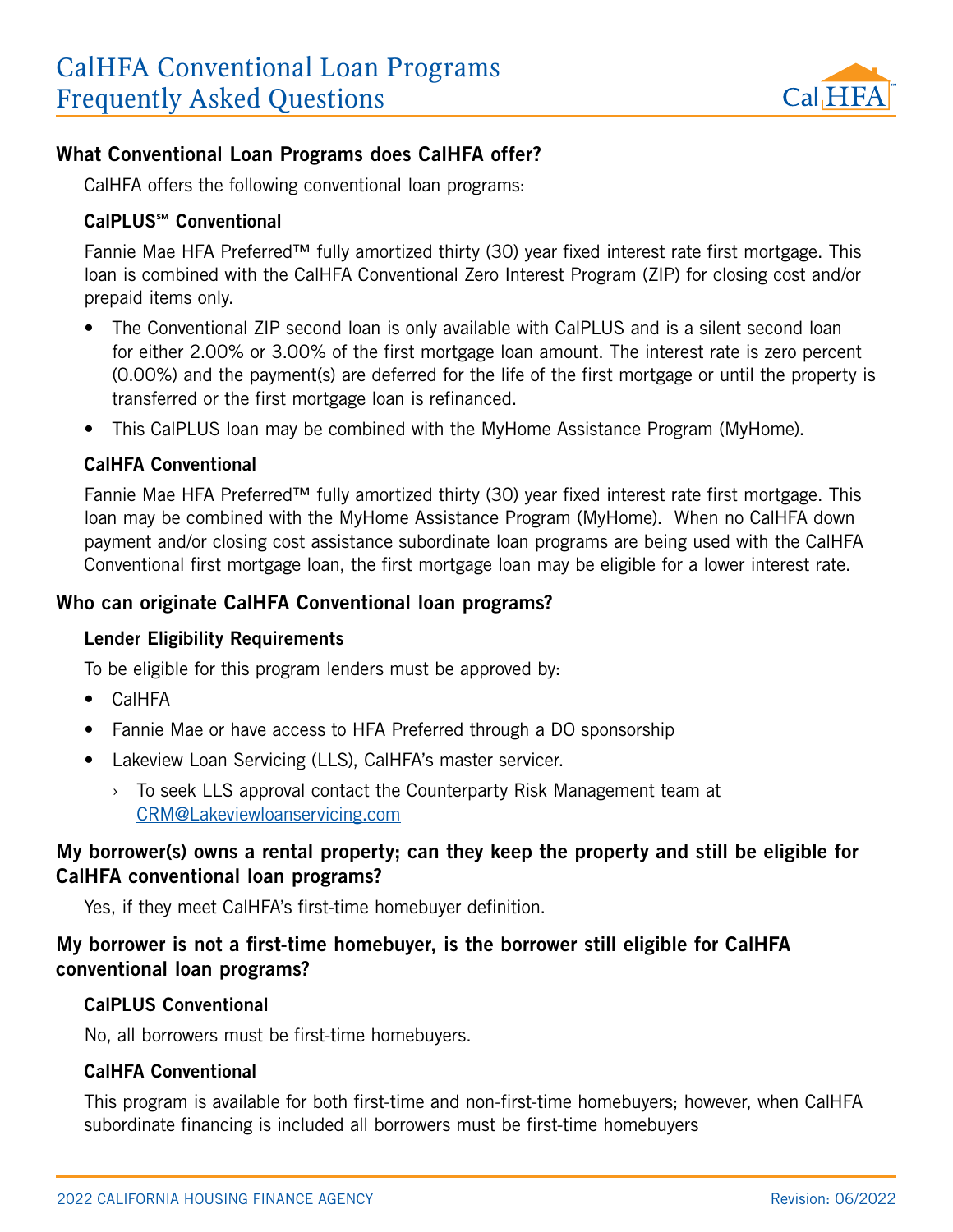# CalHFA Conventional Loan Programs Frequently Asked Questions

## What Conventional Loan Programs does CalHFA offer?

CalHFA offers the following conventional loan programs:

### CalPLUS℠ Conventional

Fannie Mae HFA Preferred™ fully amortized thirty (30) year fixed interest rate first mortgage. This loan is combined with the CalHFA Conventional Zero Interest Program (ZIP) for closing cost and/or prepaid items only.

- The Conventional ZIP second loan is only available with CalPLUS and is a silent second loan for either 2.00% or 3.00% of the first mortgage loan amount. The interest rate is zero percent (0.00%) and the payment(s) are deferred for the life of the first mortgage or until the property is transferred or the first mortgage loan is refinanced.
- This CalPLUS loan may be combined with the MyHome Assistance Program (MyHome).

### CalHFA Conventional

Fannie Mae HFA Preferred™ fully amortized thirty (30) year fixed interest rate first mortgage. This loan may be combined with the MyHome Assistance Program (MyHome). When no CalHFA down payment and/or closing cost assistance subordinate loan programs are being used with the CalHFA Conventional first mortgage loan, the first mortgage loan may be eligible for a lower interest rate.

## Who can originate CalHFA Conventional loan programs?

### Lender Eligibility Requirements

To be eligible for this program lenders must be approved by:

- CalHFA
- Fannie Mae or have access to HFA Preferred through a DO sponsorship
- Lakeview Loan Servicing (LLS), CalHFA's master servicer.
  - To seek LLS approval contact the Counterparty Risk Management team at CRM@Lakeviewloanservicing.com

## My borrower(s) owns a rental property; can they keep the property and still be eligible for CalHFA conventional loan programs?

Yes, if they meet CalHFA's first-time homebuyer definition.

## My borrower is not a first-time homebuyer, is the borrower still eligible for CalHFA conventional loan programs?

### CalPLUS Conventional

No, all borrowers must be first-time homebuyers.

### CalHFA Conventional

This program is available for both first-time and non-first-time homebuyers; however, when CalHFA subordinate financing is included all borrowers must be first-time homebuyers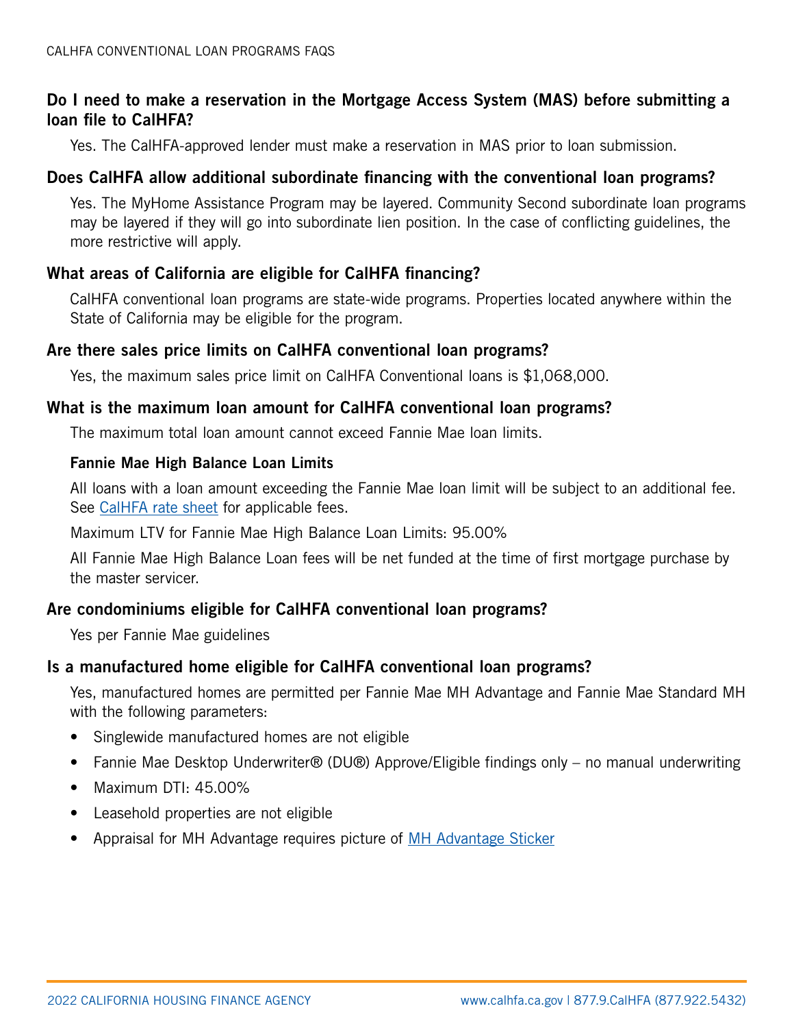## Do I need to make a reservation in the Mortgage Access System (MAS) before submitting a loan file to CalHFA?

Yes. The CalHFA-approved lender must make a reservation in MAS prior to loan submission.

## Does CalHFA allow additional subordinate financing with the conventional loan programs?

Yes. The MyHome Assistance Program may be layered. Community Second subordinate loan programs may be layered if they will go into subordinate lien position. In the case of conflicting guidelines, the more restrictive will apply.

## What areas of California are eligible for CalHFA financing?

CalHFA conventional loan programs are state-wide programs. Properties located anywhere within the State of California may be eligible for the program.

## Are there sales price limits on CalHFA conventional loan programs?

Yes, the maximum sales price limit on CalHFA Conventional loans is $1,068,000.

## What is the maximum loan amount for CalHFA conventional loan programs?

The maximum total loan amount cannot exceed Fannie Mae loan limits.

### Fannie Mae High Balance Loan Limits

All loans with a loan amount exceeding the Fannie Mae loan limit will be subject to an additional fee. See CalHFA rate sheet for applicable fees.

Maximum LTV for Fannie Mae High Balance Loan Limits: 95.00%

All Fannie Mae High Balance Loan fees will be net funded at the time of first mortgage purchase by the master servicer.

## Are condominiums eligible for CalHFA conventional loan programs?

Yes per Fannie Mae guidelines

## Is a manufactured home eligible for CalHFA conventional loan programs?

Yes, manufactured homes are permitted per Fannie Mae MH Advantage and Fannie Mae Standard MH with the following parameters:

- Singlewide manufactured homes are not eligible
- Fannie Mae Desktop Underwriter® (DU®) Approve/Eligible findings only – no manual underwriting
- Maximum DTI: 45.00%
- Leasehold properties are not eligible
- Appraisal for MH Advantage requires picture of MH Advantage Sticker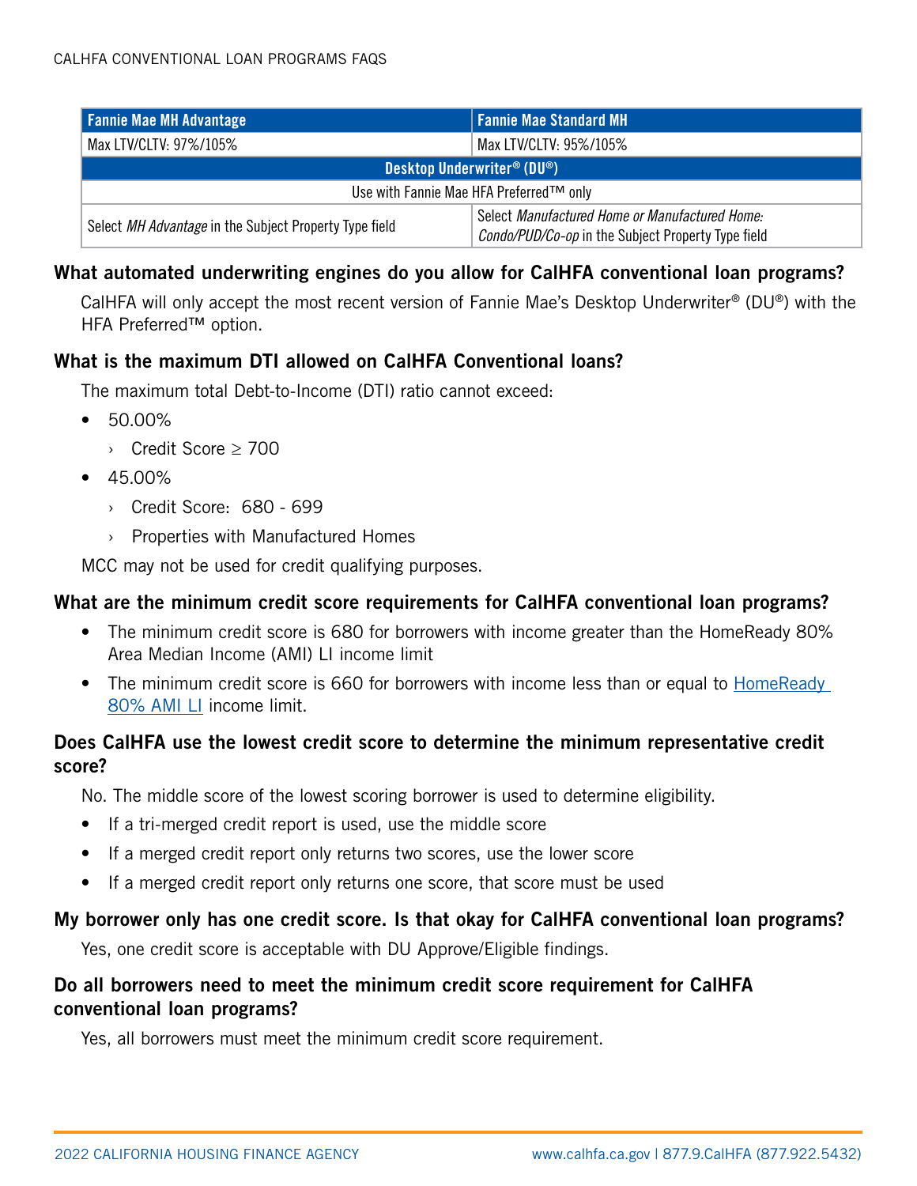| Fannie Mae MH Advantage | Fannie Mae Standard MH |
|---|---|
| Max LTV/CLTV: 97%/105% | Max LTV/CLTV: 95%/105% |
| **Desktop Underwriter® (DU®)** | |
| Use with Fannie Mae HFA Preferred™ only | |
| Select *MH Advantage* in the Subject Property Type field | Select *Manufactured Home or Manufactured Home: Condo/PUD/Co-op* in the Subject Property Type field |

### What automated underwriting engines do you allow for CalHFA conventional loan programs?

CalHFA will only accept the most recent version of Fannie Mae's Desktop Underwriter® (DU®) with the HFA Preferred™ option.

### What is the maximum DTI allowed on CalHFA Conventional loans?

The maximum total Debt-to-Income (DTI) ratio cannot exceed:

- 50.00%
  - Credit Score ≥ 700
- 45.00%
  - Credit Score: 680 - 699
  - Properties with Manufactured Homes

MCC may not be used for credit qualifying purposes.

### What are the minimum credit score requirements for CalHFA conventional loan programs?

- The minimum credit score is 680 for borrowers with income greater than the HomeReady 80% Area Median Income (AMI) LI income limit
- The minimum credit score is 660 for borrowers with income less than or equal to HomeReady 80% AMI LI income limit.

### Does CalHFA use the lowest credit score to determine the minimum representative credit score?

No. The middle score of the lowest scoring borrower is used to determine eligibility.

- If a tri-merged credit report is used, use the middle score
- If a merged credit report only returns two scores, use the lower score
- If a merged credit report only returns one score, that score must be used

### My borrower only has one credit score. Is that okay for CalHFA conventional loan programs?

Yes, one credit score is acceptable with DU Approve/Eligible findings.

### Do all borrowers need to meet the minimum credit score requirement for CalHFA conventional loan programs?

Yes, all borrowers must meet the minimum credit score requirement.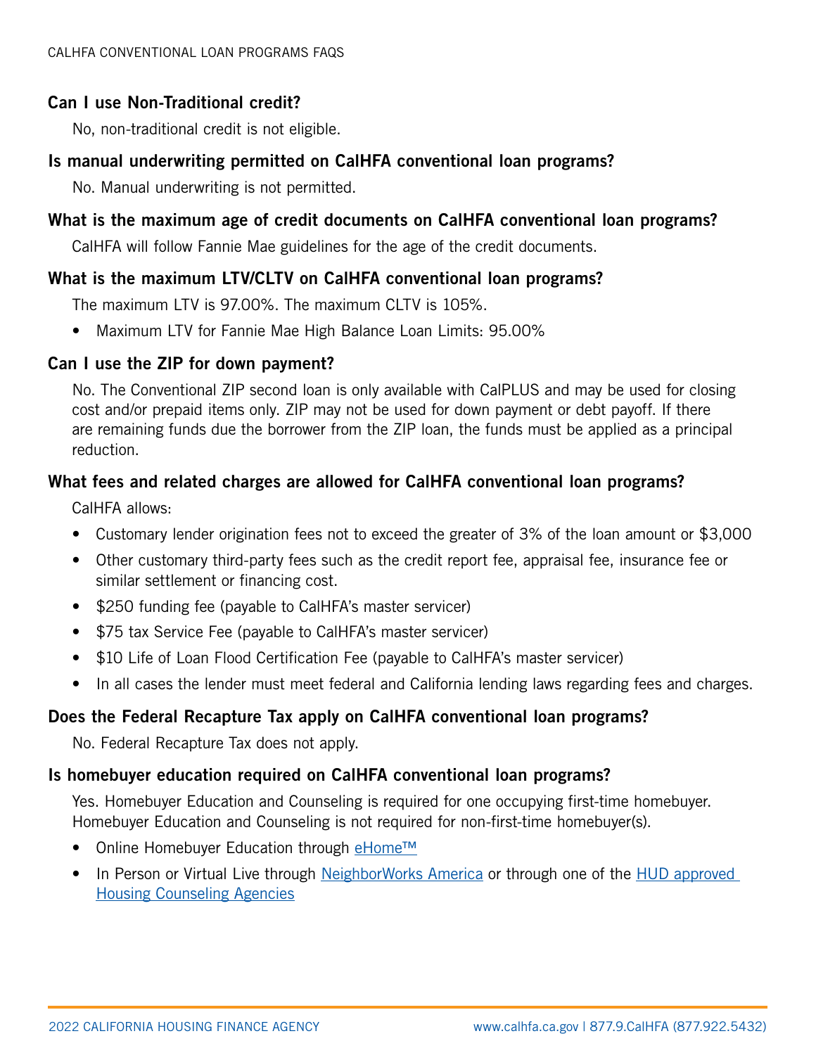### Can I use Non-Traditional credit?

No, non-traditional credit is not eligible.

### Is manual underwriting permitted on CalHFA conventional loan programs?

No. Manual underwriting is not permitted.

### What is the maximum age of credit documents on CalHFA conventional loan programs?

CalHFA will follow Fannie Mae guidelines for the age of the credit documents.

### What is the maximum LTV/CLTV on CalHFA conventional loan programs?

The maximum LTV is 97.00%. The maximum CLTV is 105%.

- Maximum LTV for Fannie Mae High Balance Loan Limits: 95.00%

### Can I use the ZIP for down payment?

No. The Conventional ZIP second loan is only available with CalPLUS and may be used for closing cost and/or prepaid items only. ZIP may not be used for down payment or debt payoff. If there are remaining funds due the borrower from the ZIP loan, the funds must be applied as a principal reduction.

### What fees and related charges are allowed for CalHFA conventional loan programs?

CalHFA allows:

- Customary lender origination fees not to exceed the greater of 3% of the loan amount or $3,000
- Other customary third-party fees such as the credit report fee, appraisal fee, insurance fee or similar settlement or financing cost.
- $250 funding fee (payable to CalHFA's master servicer)
- $75 tax Service Fee (payable to CalHFA's master servicer)
- $10 Life of Loan Flood Certification Fee (payable to CalHFA's master servicer)
- In all cases the lender must meet federal and California lending laws regarding fees and charges.

### Does the Federal Recapture Tax apply on CalHFA conventional loan programs?

No. Federal Recapture Tax does not apply.

### Is homebuyer education required on CalHFA conventional loan programs?

Yes. Homebuyer Education and Counseling is required for one occupying first-time homebuyer. Homebuyer Education and Counseling is not required for non-first-time homebuyer(s).

- Online Homebuyer Education through eHome™
- In Person or Virtual Live through NeighborWorks America or through one of the HUD approved Housing Counseling Agencies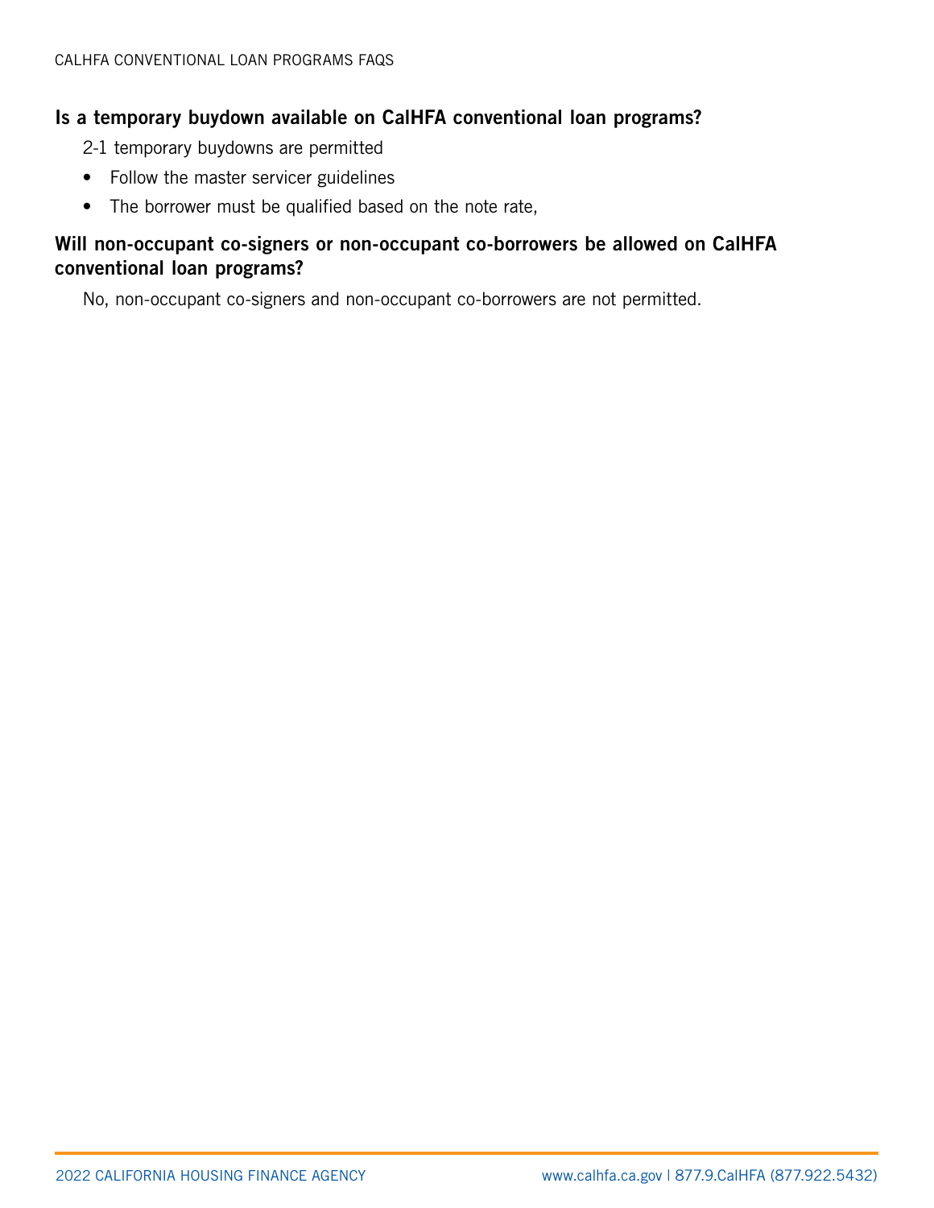### Is a temporary buydown available on CalHFA conventional loan programs?

2-1 temporary buydowns are permitted

- Follow the master servicer guidelines
- The borrower must be qualified based on the note rate,

### Will non-occupant co-signers or non-occupant co-borrowers be allowed on CalHFA conventional loan programs?

No, non-occupant co-signers and non-occupant co-borrowers are not permitted.